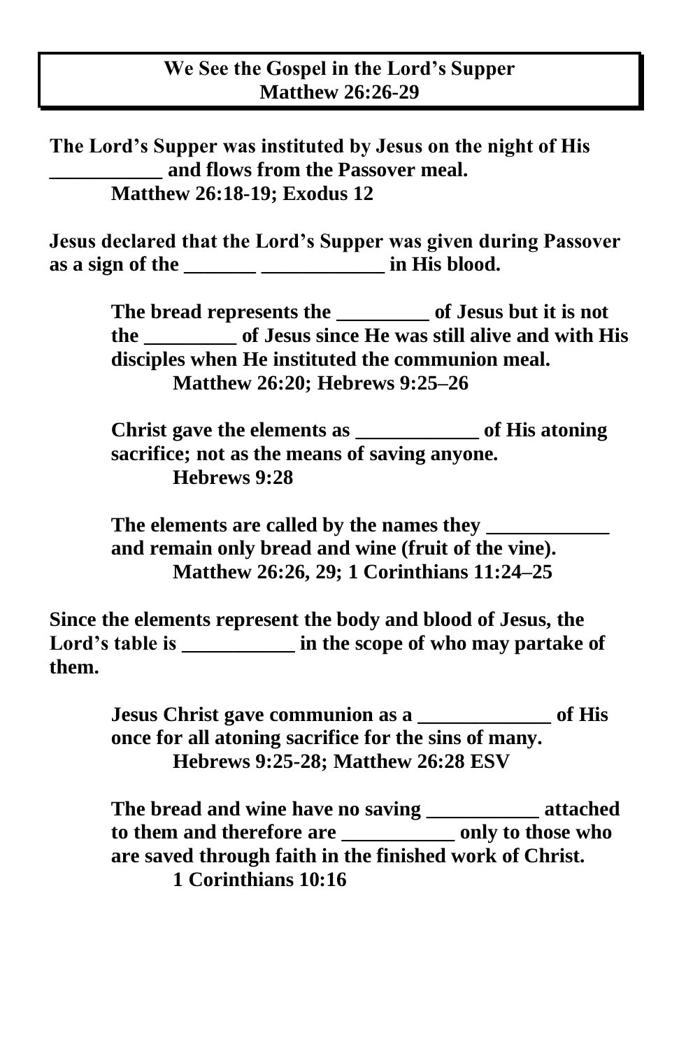## We See the Gospel in the Lord's Supper
## Matthew 26:26-29

**The Lord's Supper was instituted by Jesus on the night of His ___________ and flows from the Passover meal.**
**Matthew 26:18-19; Exodus 12**

**Jesus declared that the Lord's Supper was given during Passover as a sign of the _______ ____________ in His blood.**

> **The bread represents the _________ of Jesus but it is not the _________ of Jesus since He was still alive and with His disciples when He instituted the communion meal.**
> **Matthew 26:20; Hebrews 9:25–26**
>
> **Christ gave the elements as ____________ of His atoning sacrifice; not as the means of saving anyone.**
> **Hebrews 9:28**
>
> **The elements are called by the names they ____________ and remain only bread and wine (fruit of the vine).**
> **Matthew 26:26, 29; 1 Corinthians 11:24–25**

**Since the elements represent the body and blood of Jesus, the Lord's table is ___________ in the scope of who may partake of them.**

> **Jesus Christ gave communion as a _____________ of His once for all atoning sacrifice for the sins of many.**
> **Hebrews 9:25-28; Matthew 26:28 ESV**
>
> **The bread and wine have no saving ___________ attached to them and therefore are ___________ only to those who are saved through faith in the finished work of Christ.**
> **1 Corinthians 10:16**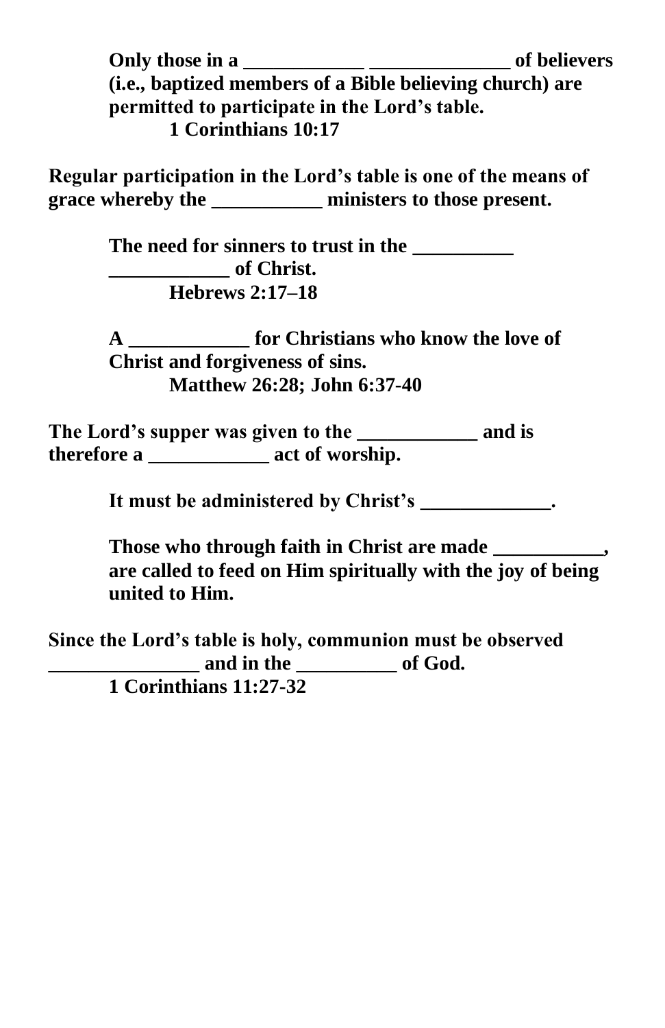**Only those in a ____________ ______________ of believers (i.e., baptized members of a Bible believing church) are permitted to participate in the Lord's table.**
**1 Corinthians 10:17**

**Regular participation in the Lord's table is one of the means of grace whereby the ___________ ministers to those present.**

**The need for sinners to trust in the __________ ____________ of Christ.**
**Hebrews 2:17–18**

**A ____________ for Christians who know the love of Christ and forgiveness of sins.**
**Matthew 26:28; John 6:37-40**

**The Lord's supper was given to the ____________ and is therefore a ____________ act of worship.**

**It must be administered by Christ's _____________.**

**Those who through faith in Christ are made ___________, are called to feed on Him spiritually with the joy of being united to Him.**

**Since the Lord's table is holy, communion must be observed _______________ and in the __________ of God.**
**1 Corinthians 11:27-32**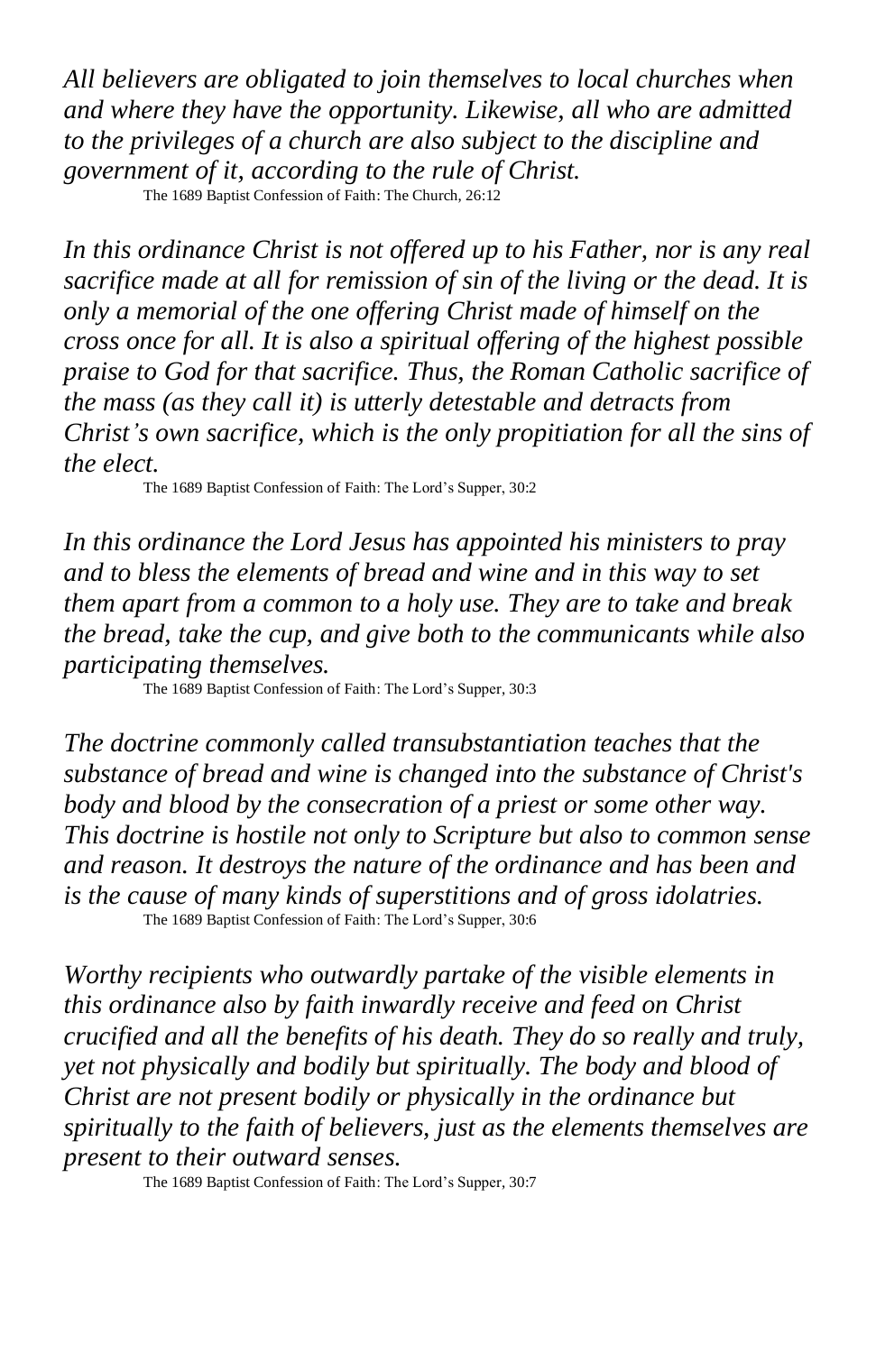*All believers are obligated to join themselves to local churches when and where they have the opportunity. Likewise, all who are admitted to the privileges of a church are also subject to the discipline and government of it, according to the rule of Christ.*

The 1689 Baptist Confession of Faith: The Church, 26:12

*In this ordinance Christ is not offered up to his Father, nor is any real sacrifice made at all for remission of sin of the living or the dead. It is only a memorial of the one offering Christ made of himself on the cross once for all. It is also a spiritual offering of the highest possible praise to God for that sacrifice. Thus, the Roman Catholic sacrifice of the mass (as they call it) is utterly detestable and detracts from Christ's own sacrifice, which is the only propitiation for all the sins of the elect.*

The 1689 Baptist Confession of Faith: The Lord's Supper, 30:2

*In this ordinance the Lord Jesus has appointed his ministers to pray and to bless the elements of bread and wine and in this way to set them apart from a common to a holy use. They are to take and break the bread, take the cup, and give both to the communicants while also participating themselves.*

The 1689 Baptist Confession of Faith: The Lord's Supper, 30:3

*The doctrine commonly called transubstantiation teaches that the substance of bread and wine is changed into the substance of Christ's body and blood by the consecration of a priest or some other way. This doctrine is hostile not only to Scripture but also to common sense and reason. It destroys the nature of the ordinance and has been and is the cause of many kinds of superstitions and of gross idolatries.*

The 1689 Baptist Confession of Faith: The Lord's Supper, 30:6

*Worthy recipients who outwardly partake of the visible elements in this ordinance also by faith inwardly receive and feed on Christ crucified and all the benefits of his death. They do so really and truly, yet not physically and bodily but spiritually. The body and blood of Christ are not present bodily or physically in the ordinance but spiritually to the faith of believers, just as the elements themselves are present to their outward senses.*

The 1689 Baptist Confession of Faith: The Lord's Supper, 30:7